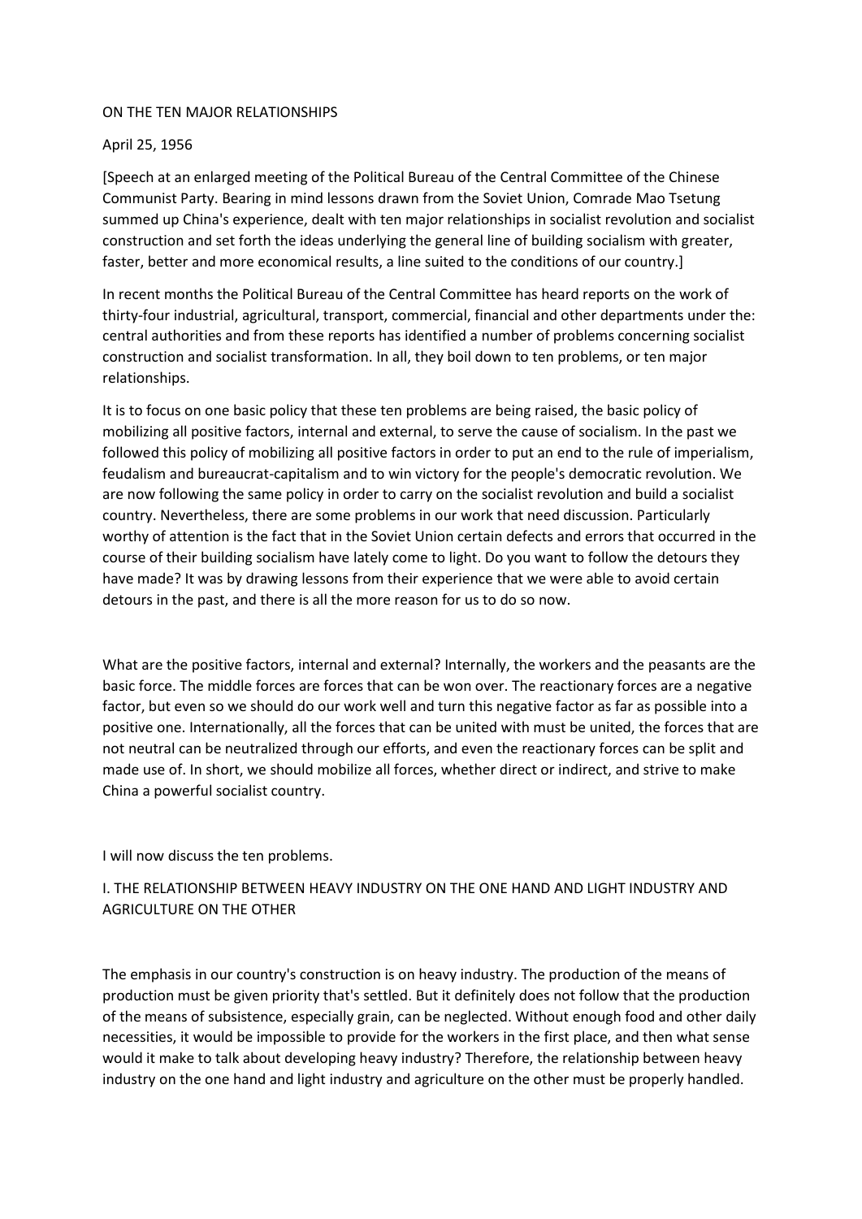# ON THE TEN MAJOR RELATIONSHIPS

April 25, 1956

[Speech at an enlarged meeting of the Political Bureau of the Central Committee of the Chinese Communist Party. Bearing in mind lessons drawn from the Soviet Union, Comrade Mao Tsetung summed up China's experience, dealt with ten major relationships in socialist revolution and socialist construction and set forth the ideas underlying the general line of building socialism with greater, faster, better and more economical results, a line suited to the conditions of our country.]

In recent months the Political Bureau of the Central Committee has heard reports on the work of thirty-four industrial, agricultural, transport, commercial, financial and other departments under the: central authorities and from these reports has identified a number of problems concerning socialist construction and socialist transformation. In all, they boil down to ten problems, or ten major relationships.

It is to focus on one basic policy that these ten problems are being raised, the basic policy of mobilizing all positive factors, internal and external, to serve the cause of socialism. In the past we followed this policy of mobilizing all positive factors in order to put an end to the rule of imperialism, feudalism and bureaucrat-capitalism and to win victory for the people's democratic revolution. We are now following the same policy in order to carry on the socialist revolution and build a socialist country. Nevertheless, there are some problems in our work that need discussion. Particularly worthy of attention is the fact that in the Soviet Union certain defects and errors that occurred in the course of their building socialism have lately come to light. Do you want to follow the detours they have made? It was by drawing lessons from their experience that we were able to avoid certain detours in the past, and there is all the more reason for us to do so now.

What are the positive factors, internal and external? Internally, the workers and the peasants are the basic force. The middle forces are forces that can be won over. The reactionary forces are a negative factor, but even so we should do our work well and turn this negative factor as far as possible into a positive one. Internationally, all the forces that can be united with must be united, the forces that are not neutral can be neutralized through our efforts, and even the reactionary forces can be split and made use of. In short, we should mobilize all forces, whether direct or indirect, and strive to make China a powerful socialist country.

I will now discuss the ten problems.

## I. THE RELATIONSHIP BETWEEN HEAVY INDUSTRY ON THE ONE HAND AND LIGHT INDUSTRY AND AGRICULTURE ON THE OTHER

The emphasis in our country's construction is on heavy industry. The production of the means of production must be given priority that's settled. But it definitely does not follow that the production of the means of subsistence, especially grain, can be neglected. Without enough food and other daily necessities, it would be impossible to provide for the workers in the first place, and then what sense would it make to talk about developing heavy industry? Therefore, the relationship between heavy industry on the one hand and light industry and agriculture on the other must be properly handled.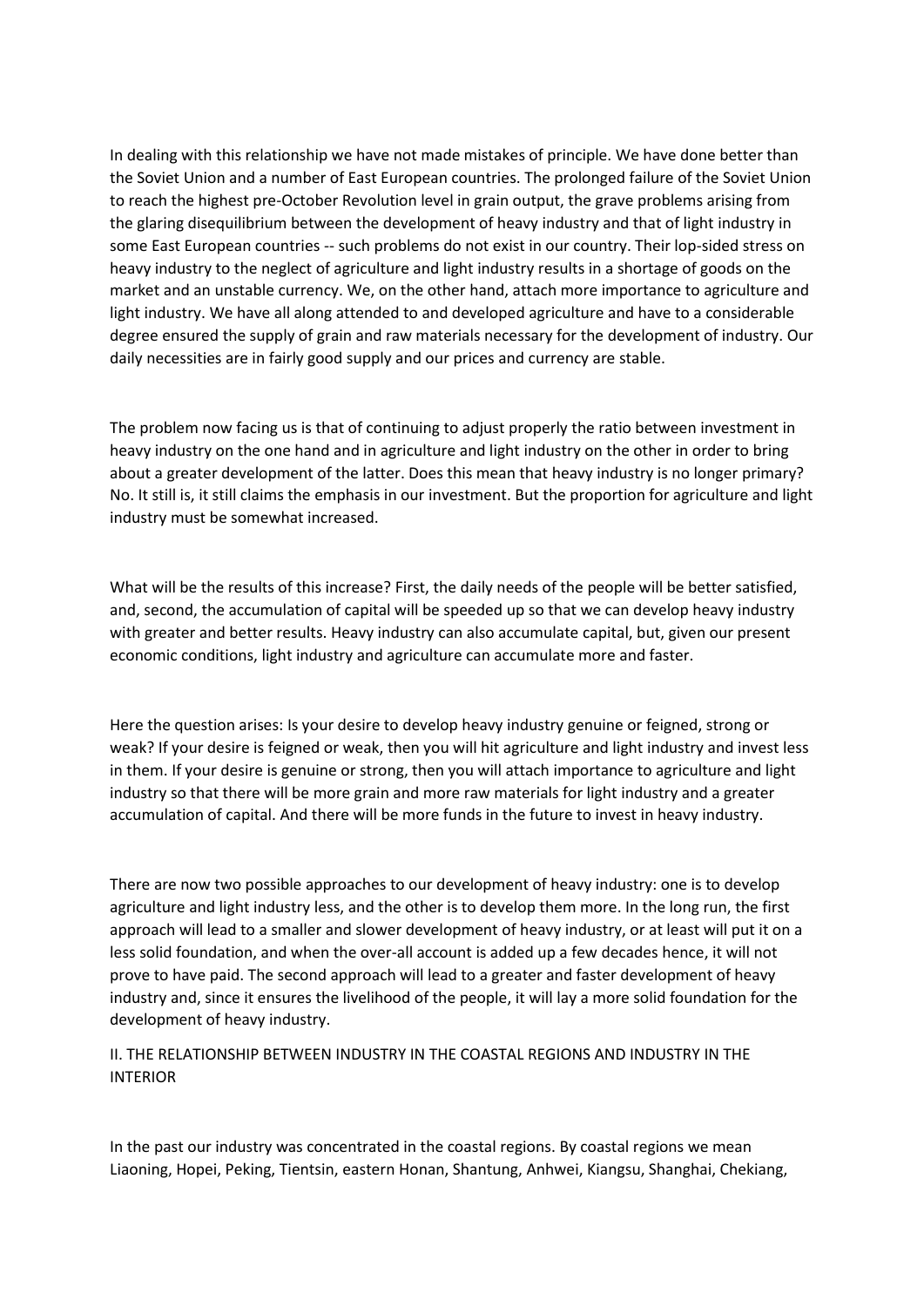In dealing with this relationship we have not made mistakes of principle. We have done better than the Soviet Union and a number of East European countries. The prolonged failure of the Soviet Union to reach the highest pre-October Revolution level in grain output, the grave problems arising from the glaring disequilibrium between the development of heavy industry and that of light industry in some East European countries -- such problems do not exist in our country. Their lop-sided stress on heavy industry to the neglect of agriculture and light industry results in a shortage of goods on the market and an unstable currency. We, on the other hand, attach more importance to agriculture and light industry. We have all along attended to and developed agriculture and have to a considerable degree ensured the supply of grain and raw materials necessary for the development of industry. Our daily necessities are in fairly good supply and our prices and currency are stable.

The problem now facing us is that of continuing to adjust properly the ratio between investment in heavy industry on the one hand and in agriculture and light industry on the other in order to bring about a greater development of the latter. Does this mean that heavy industry is no longer primary? No. It still is, it still claims the emphasis in our investment. But the proportion for agriculture and light industry must be somewhat increased.

What will be the results of this increase? First, the daily needs of the people will be better satisfied, and, second, the accumulation of capital will be speeded up so that we can develop heavy industry with greater and better results. Heavy industry can also accumulate capital, but, given our present economic conditions, light industry and agriculture can accumulate more and faster.

Here the question arises: Is your desire to develop heavy industry genuine or feigned, strong or weak? If your desire is feigned or weak, then you will hit agriculture and light industry and invest less in them. If your desire is genuine or strong, then you will attach importance to agriculture and light industry so that there will be more grain and more raw materials for light industry and a greater accumulation of capital. And there will be more funds in the future to invest in heavy industry.

There are now two possible approaches to our development of heavy industry: one is to develop agriculture and light industry less, and the other is to develop them more. In the long run, the first approach will lead to a smaller and slower development of heavy industry, or at least will put it on a less solid foundation, and when the over-all account is added up a few decades hence, it will not prove to have paid. The second approach will lead to a greater and faster development of heavy industry and, since it ensures the livelihood of the people, it will lay a more solid foundation for the development of heavy industry.

## II. THE RELATIONSHIP BETWEEN INDUSTRY IN THE COASTAL REGIONS AND INDUSTRY IN THE INTERIOR

In the past our industry was concentrated in the coastal regions. By coastal regions we mean Liaoning, Hopei, Peking, Tientsin, eastern Honan, Shantung, Anhwei, Kiangsu, Shanghai, Chekiang,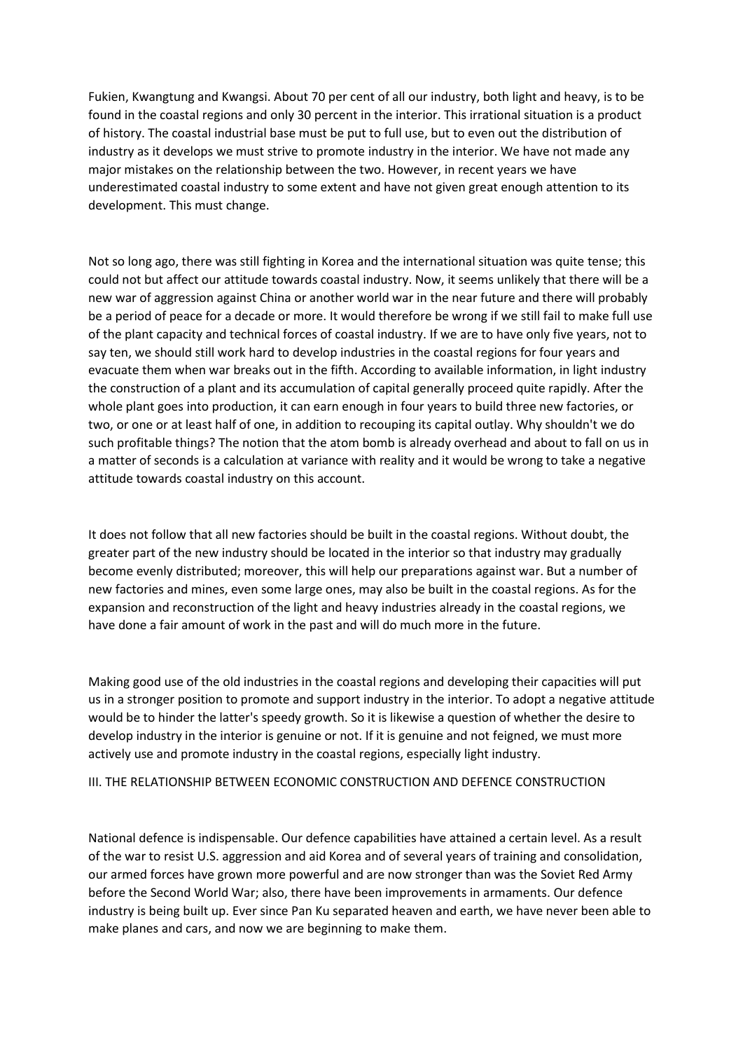Fukien, Kwangtung and Kwangsi. About 70 per cent of all our industry, both light and heavy, is to be found in the coastal regions and only 30 percent in the interior. This irrational situation is a product of history. The coastal industrial base must be put to full use, but to even out the distribution of industry as it develops we must strive to promote industry in the interior. We have not made any major mistakes on the relationship between the two. However, in recent years we have underestimated coastal industry to some extent and have not given great enough attention to its development. This must change.

Not so long ago, there was still fighting in Korea and the international situation was quite tense; this could not but affect our attitude towards coastal industry. Now, it seems unlikely that there will be a new war of aggression against China or another world war in the near future and there will probably be a period of peace for a decade or more. It would therefore be wrong if we still fail to make full use of the plant capacity and technical forces of coastal industry. If we are to have only five years, not to say ten, we should still work hard to develop industries in the coastal regions for four years and evacuate them when war breaks out in the fifth. According to available information, in light industry the construction of a plant and its accumulation of capital generally proceed quite rapidly. After the whole plant goes into production, it can earn enough in four years to build three new factories, or two, or one or at least half of one, in addition to recouping its capital outlay. Why shouldn't we do such profitable things? The notion that the atom bomb is already overhead and about to fall on us in a matter of seconds is a calculation at variance with reality and it would be wrong to take a negative attitude towards coastal industry on this account.

It does not follow that all new factories should be built in the coastal regions. Without doubt, the greater part of the new industry should be located in the interior so that industry may gradually become evenly distributed; moreover, this will help our preparations against war. But a number of new factories and mines, even some large ones, may also be built in the coastal regions. As for the expansion and reconstruction of the light and heavy industries already in the coastal regions, we have done a fair amount of work in the past and will do much more in the future.

Making good use of the old industries in the coastal regions and developing their capacities will put us in a stronger position to promote and support industry in the interior. To adopt a negative attitude would be to hinder the latter's speedy growth. So it is likewise a question of whether the desire to develop industry in the interior is genuine or not. If it is genuine and not feigned, we must more actively use and promote industry in the coastal regions, especially light industry.

## III. THE RELATIONSHIP BETWEEN ECONOMIC CONSTRUCTION AND DEFENCE CONSTRUCTION

National defence is indispensable. Our defence capabilities have attained a certain level. As a result of the war to resist U.S. aggression and aid Korea and of several years of training and consolidation, our armed forces have grown more powerful and are now stronger than was the Soviet Red Army before the Second World War; also, there have been improvements in armaments. Our defence industry is being built up. Ever since Pan Ku separated heaven and earth, we have never been able to make planes and cars, and now we are beginning to make them.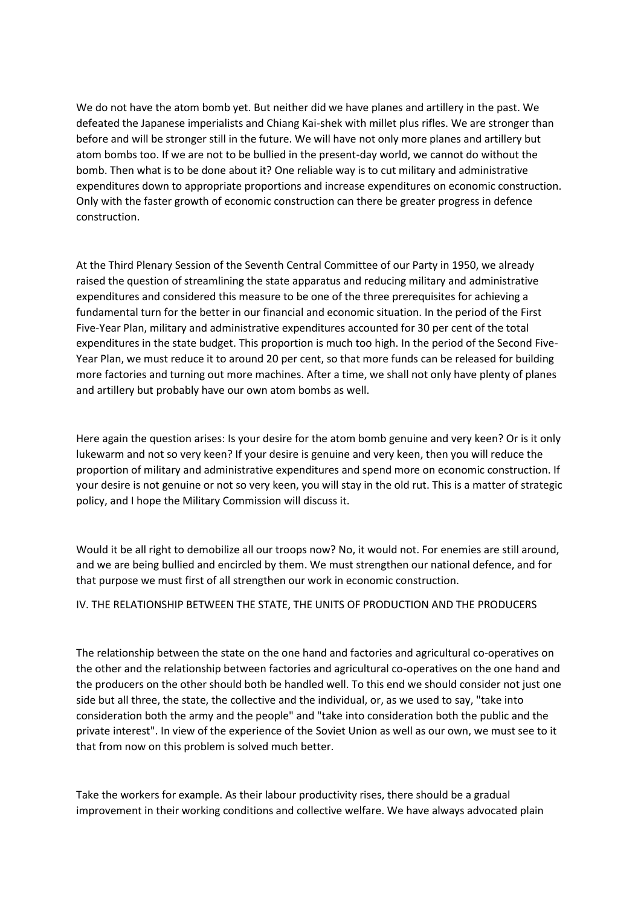We do not have the atom bomb yet. But neither did we have planes and artillery in the past. We defeated the Japanese imperialists and Chiang Kai-shek with millet plus rifles. We are stronger than before and will be stronger still in the future. We will have not only more planes and artillery but atom bombs too. If we are not to be bullied in the present-day world, we cannot do without the bomb. Then what is to be done about it? One reliable way is to cut military and administrative expenditures down to appropriate proportions and increase expenditures on economic construction. Only with the faster growth of economic construction can there be greater progress in defence construction.

At the Third Plenary Session of the Seventh Central Committee of our Party in 1950, we already raised the question of streamlining the state apparatus and reducing military and administrative expenditures and considered this measure to be one of the three prerequisites for achieving a fundamental turn for the better in our financial and economic situation. In the period of the First Five-Year Plan, military and administrative expenditures accounted for 30 per cent of the total expenditures in the state budget. This proportion is much too high. In the period of the Second Five-Year Plan, we must reduce it to around 20 per cent, so that more funds can be released for building more factories and turning out more machines. After a time, we shall not only have plenty of planes and artillery but probably have our own atom bombs as well.

Here again the question arises: Is your desire for the atom bomb genuine and very keen? Or is it only lukewarm and not so very keen? If your desire is genuine and very keen, then you will reduce the proportion of military and administrative expenditures and spend more on economic construction. If your desire is not genuine or not so very keen, you will stay in the old rut. This is a matter of strategic policy, and I hope the Military Commission will discuss it.

Would it be all right to demobilize all our troops now? No, it would not. For enemies are still around, and we are being bullied and encircled by them. We must strengthen our national defence, and for that purpose we must first of all strengthen our work in economic construction.

## IV. THE RELATIONSHIP BETWEEN THE STATE, THE UNITS OF PRODUCTION AND THE PRODUCERS

The relationship between the state on the one hand and factories and agricultural co-operatives on the other and the relationship between factories and agricultural co-operatives on the one hand and the producers on the other should both be handled well. To this end we should consider not just one side but all three, the state, the collective and the individual, or, as we used to say, "take into consideration both the army and the people" and "take into consideration both the public and the private interest". In view of the experience of the Soviet Union as well as our own, we must see to it that from now on this problem is solved much better.

Take the workers for example. As their labour productivity rises, there should be a gradual improvement in their working conditions and collective welfare. We have always advocated plain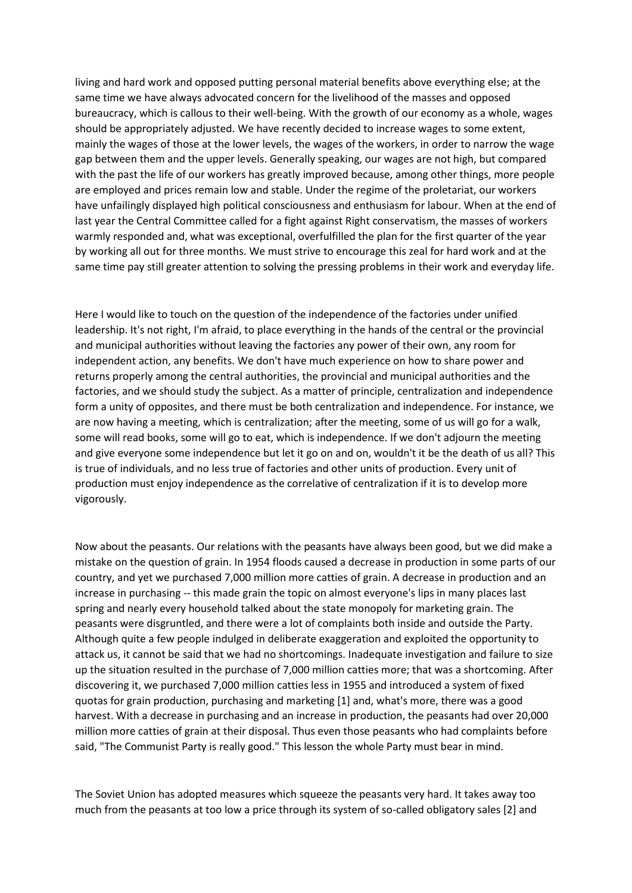living and hard work and opposed putting personal material benefits above everything else; at the same time we have always advocated concern for the livelihood of the masses and opposed bureaucracy, which is callous to their well-being. With the growth of our economy as a whole, wages should be appropriately adjusted. We have recently decided to increase wages to some extent, mainly the wages of those at the lower levels, the wages of the workers, in order to narrow the wage gap between them and the upper levels. Generally speaking, our wages are not high, but compared with the past the life of our workers has greatly improved because, among other things, more people are employed and prices remain low and stable. Under the regime of the proletariat, our workers have unfailingly displayed high political consciousness and enthusiasm for labour. When at the end of last year the Central Committee called for a fight against Right conservatism, the masses of workers warmly responded and, what was exceptional, overfulfilled the plan for the first quarter of the year by working all out for three months. We must strive to encourage this zeal for hard work and at the same time pay still greater attention to solving the pressing problems in their work and everyday life.

Here I would like to touch on the question of the independence of the factories under unified leadership. It's not right, I'm afraid, to place everything in the hands of the central or the provincial and municipal authorities without leaving the factories any power of their own, any room for independent action, any benefits. We don't have much experience on how to share power and returns properly among the central authorities, the provincial and municipal authorities and the factories, and we should study the subject. As a matter of principle, centralization and independence form a unity of opposites, and there must be both centralization and independence. For instance, we are now having a meeting, which is centralization; after the meeting, some of us will go for a walk, some will read books, some will go to eat, which is independence. If we don't adjourn the meeting and give everyone some independence but let it go on and on, wouldn't it be the death of us all? This is true of individuals, and no less true of factories and other units of production. Every unit of production must enjoy independence as the correlative of centralization if it is to develop more vigorously.

Now about the peasants. Our relations with the peasants have always been good, but we did make a mistake on the question of grain. In 1954 floods caused a decrease in production in some parts of our country, and yet we purchased 7,000 million more catties of grain. A decrease in production and an increase in purchasing -- this made grain the topic on almost everyone's lips in many places last spring and nearly every household talked about the state monopoly for marketing grain. The peasants were disgruntled, and there were a lot of complaints both inside and outside the Party. Although quite a few people indulged in deliberate exaggeration and exploited the opportunity to attack us, it cannot be said that we had no shortcomings. Inadequate investigation and failure to size up the situation resulted in the purchase of 7,000 million catties more; that was a shortcoming. After discovering it, we purchased 7,000 million catties less in 1955 and introduced a system of fixed quotas for grain production, purchasing and marketing [1] and, what's more, there was a good harvest. With a decrease in purchasing and an increase in production, the peasants had over 20,000 million more catties of grain at their disposal. Thus even those peasants who had complaints before said, "The Communist Party is really good." This lesson the whole Party must bear in mind.

The Soviet Union has adopted measures which squeeze the peasants very hard. It takes away too much from the peasants at too low a price through its system of so-called obligatory sales [2] and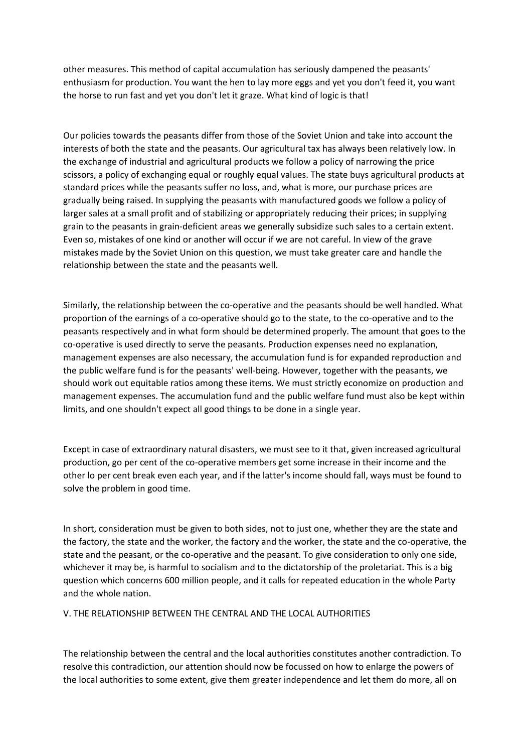other measures. This method of capital accumulation has seriously dampened the peasants' enthusiasm for production. You want the hen to lay more eggs and yet you don't feed it, you want the horse to run fast and yet you don't let it graze. What kind of logic is that!

Our policies towards the peasants differ from those of the Soviet Union and take into account the interests of both the state and the peasants. Our agricultural tax has always been relatively low. In the exchange of industrial and agricultural products we follow a policy of narrowing the price scissors, a policy of exchanging equal or roughly equal values. The state buys agricultural products at standard prices while the peasants suffer no loss, and, what is more, our purchase prices are gradually being raised. In supplying the peasants with manufactured goods we follow a policy of larger sales at a small profit and of stabilizing or appropriately reducing their prices; in supplying grain to the peasants in grain-deficient areas we generally subsidize such sales to a certain extent. Even so, mistakes of one kind or another will occur if we are not careful. In view of the grave mistakes made by the Soviet Union on this question, we must take greater care and handle the relationship between the state and the peasants well.

Similarly, the relationship between the co-operative and the peasants should be well handled. What proportion of the earnings of a co-operative should go to the state, to the co-operative and to the peasants respectively and in what form should be determined properly. The amount that goes to the co-operative is used directly to serve the peasants. Production expenses need no explanation, management expenses are also necessary, the accumulation fund is for expanded reproduction and the public welfare fund is for the peasants' well-being. However, together with the peasants, we should work out equitable ratios among these items. We must strictly economize on production and management expenses. The accumulation fund and the public welfare fund must also be kept within limits, and one shouldn't expect all good things to be done in a single year.

Except in case of extraordinary natural disasters, we must see to it that, given increased agricultural production, go per cent of the co-operative members get some increase in their income and the other lo per cent break even each year, and if the latter's income should fall, ways must be found to solve the problem in good time.

In short, consideration must be given to both sides, not to just one, whether they are the state and the factory, the state and the worker, the factory and the worker, the state and the co-operative, the state and the peasant, or the co-operative and the peasant. To give consideration to only one side, whichever it may be, is harmful to socialism and to the dictatorship of the proletariat. This is a big question which concerns 600 million people, and it calls for repeated education in the whole Party and the whole nation.

## V. THE RELATIONSHIP BETWEEN THE CENTRAL AND THE LOCAL AUTHORITIES

The relationship between the central and the local authorities constitutes another contradiction. To resolve this contradiction, our attention should now be focussed on how to enlarge the powers of the local authorities to some extent, give them greater independence and let them do more, all on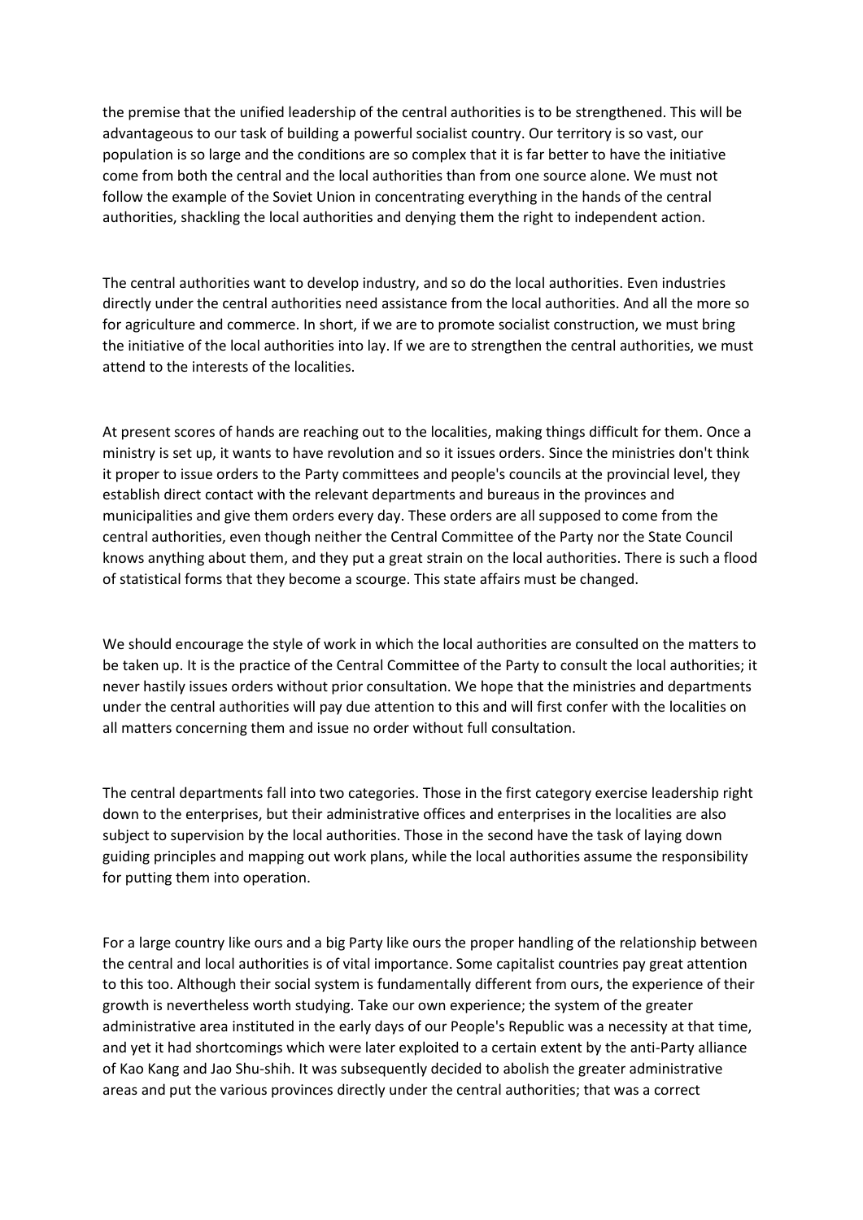the premise that the unified leadership of the central authorities is to be strengthened. This will be advantageous to our task of building a powerful socialist country. Our territory is so vast, our population is so large and the conditions are so complex that it is far better to have the initiative come from both the central and the local authorities than from one source alone. We must not follow the example of the Soviet Union in concentrating everything in the hands of the central authorities, shackling the local authorities and denying them the right to independent action.

The central authorities want to develop industry, and so do the local authorities. Even industries directly under the central authorities need assistance from the local authorities. And all the more so for agriculture and commerce. In short, if we are to promote socialist construction, we must bring the initiative of the local authorities into lay. If we are to strengthen the central authorities, we must attend to the interests of the localities.

At present scores of hands are reaching out to the localities, making things difficult for them. Once a ministry is set up, it wants to have revolution and so it issues orders. Since the ministries don't think it proper to issue orders to the Party committees and people's councils at the provincial level, they establish direct contact with the relevant departments and bureaus in the provinces and municipalities and give them orders every day. These orders are all supposed to come from the central authorities, even though neither the Central Committee of the Party nor the State Council knows anything about them, and they put a great strain on the local authorities. There is such a flood of statistical forms that they become a scourge. This state affairs must be changed.

We should encourage the style of work in which the local authorities are consulted on the matters to be taken up. It is the practice of the Central Committee of the Party to consult the local authorities; it never hastily issues orders without prior consultation. We hope that the ministries and departments under the central authorities will pay due attention to this and will first confer with the localities on all matters concerning them and issue no order without full consultation.

The central departments fall into two categories. Those in the first category exercise leadership right down to the enterprises, but their administrative offices and enterprises in the localities are also subject to supervision by the local authorities. Those in the second have the task of laying down guiding principles and mapping out work plans, while the local authorities assume the responsibility for putting them into operation.

For a large country like ours and a big Party like ours the proper handling of the relationship between the central and local authorities is of vital importance. Some capitalist countries pay great attention to this too. Although their social system is fundamentally different from ours, the experience of their growth is nevertheless worth studying. Take our own experience; the system of the greater administrative area instituted in the early days of our People's Republic was a necessity at that time, and yet it had shortcomings which were later exploited to a certain extent by the anti-Party alliance of Kao Kang and Jao Shu-shih. It was subsequently decided to abolish the greater administrative areas and put the various provinces directly under the central authorities; that was a correct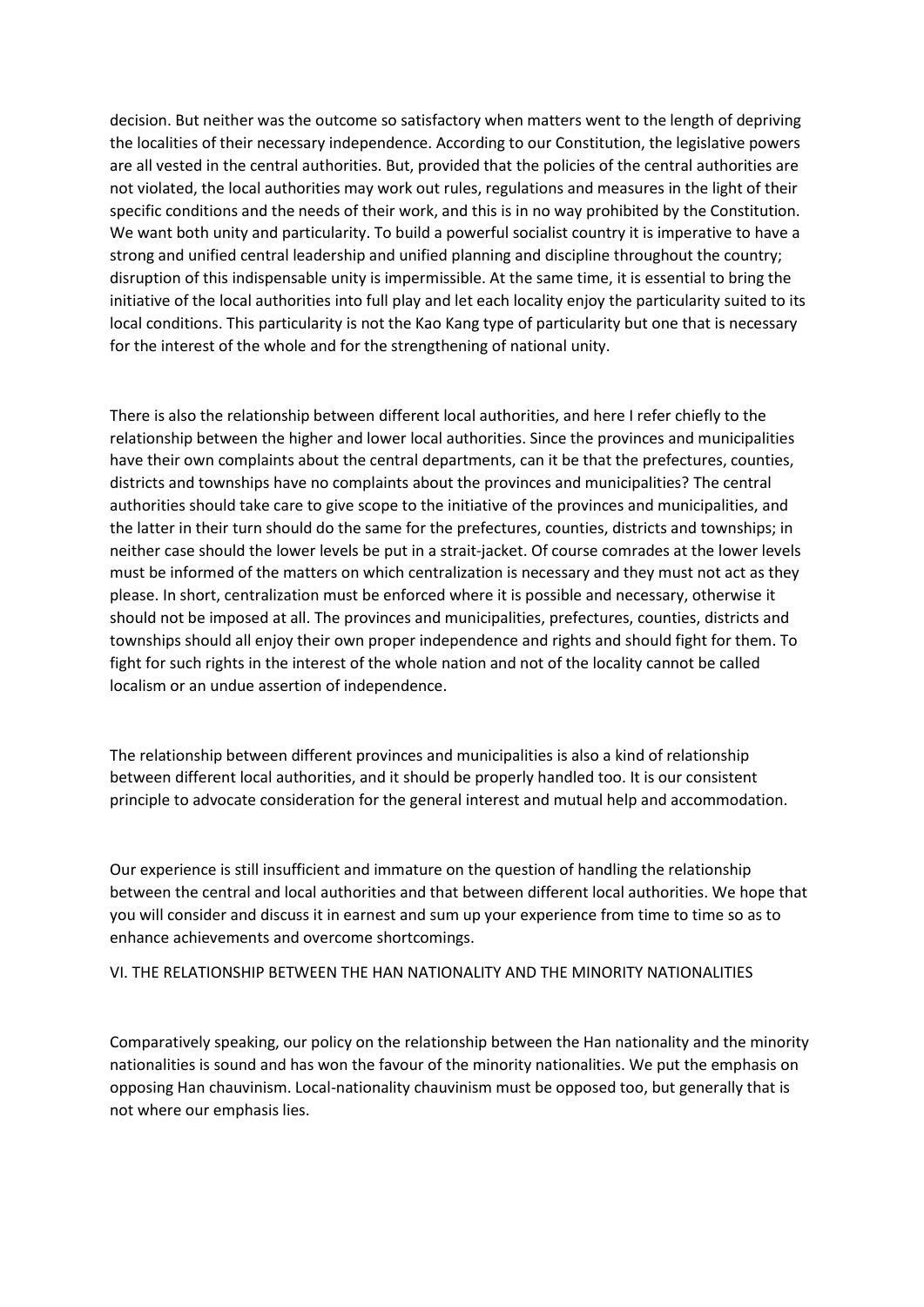decision. But neither was the outcome so satisfactory when matters went to the length of depriving the localities of their necessary independence. According to our Constitution, the legislative powers are all vested in the central authorities. But, provided that the policies of the central authorities are not violated, the local authorities may work out rules, regulations and measures in the light of their specific conditions and the needs of their work, and this is in no way prohibited by the Constitution. We want both unity and particularity. To build a powerful socialist country it is imperative to have a strong and unified central leadership and unified planning and discipline throughout the country; disruption of this indispensable unity is impermissible. At the same time, it is essential to bring the initiative of the local authorities into full play and let each locality enjoy the particularity suited to its local conditions. This particularity is not the Kao Kang type of particularity but one that is necessary for the interest of the whole and for the strengthening of national unity.

There is also the relationship between different local authorities, and here I refer chiefly to the relationship between the higher and lower local authorities. Since the provinces and municipalities have their own complaints about the central departments, can it be that the prefectures, counties, districts and townships have no complaints about the provinces and municipalities? The central authorities should take care to give scope to the initiative of the provinces and municipalities, and the latter in their turn should do the same for the prefectures, counties, districts and townships; in neither case should the lower levels be put in a strait-jacket. Of course comrades at the lower levels must be informed of the matters on which centralization is necessary and they must not act as they please. In short, centralization must be enforced where it is possible and necessary, otherwise it should not be imposed at all. The provinces and municipalities, prefectures, counties, districts and townships should all enjoy their own proper independence and rights and should fight for them. To fight for such rights in the interest of the whole nation and not of the locality cannot be called localism or an undue assertion of independence.

The relationship between different provinces and municipalities is also a kind of relationship between different local authorities, and it should be properly handled too. It is our consistent principle to advocate consideration for the general interest and mutual help and accommodation.

Our experience is still insufficient and immature on the question of handling the relationship between the central and local authorities and that between different local authorities. We hope that you will consider and discuss it in earnest and sum up your experience from time to time so as to enhance achievements and overcome shortcomings.

## VI. THE RELATIONSHIP BETWEEN THE HAN NATIONALITY AND THE MINORITY NATIONALITIES

Comparatively speaking, our policy on the relationship between the Han nationality and the minority nationalities is sound and has won the favour of the minority nationalities. We put the emphasis on opposing Han chauvinism. Local-nationality chauvinism must be opposed too, but generally that is not where our emphasis lies.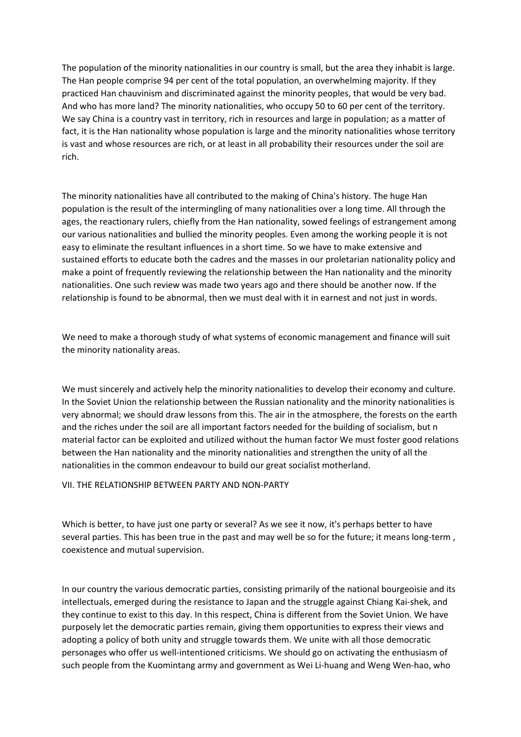The population of the minority nationalities in our country is small, but the area they inhabit is large. The Han people comprise 94 per cent of the total population, an overwhelming majority. If they practiced Han chauvinism and discriminated against the minority peoples, that would be very bad. And who has more land? The minority nationalities, who occupy 50 to 60 per cent of the territory. We say China is a country vast in territory, rich in resources and large in population; as a matter of fact, it is the Han nationality whose population is large and the minority nationalities whose territory is vast and whose resources are rich, or at least in all probability their resources under the soil are rich.

The minority nationalities have all contributed to the making of China's history. The huge Han population is the result of the intermingling of many nationalities over a long time. All through the ages, the reactionary rulers, chiefly from the Han nationality, sowed feelings of estrangement among our various nationalities and bullied the minority peoples. Even among the working people it is not easy to eliminate the resultant influences in a short time. So we have to make extensive and sustained efforts to educate both the cadres and the masses in our proletarian nationality policy and make a point of frequently reviewing the relationship between the Han nationality and the minority nationalities. One such review was made two years ago and there should be another now. If the relationship is found to be abnormal, then we must deal with it in earnest and not just in words.

We need to make a thorough study of what systems of economic management and finance will suit the minority nationality areas.

We must sincerely and actively help the minority nationalities to develop their economy and culture. In the Soviet Union the relationship between the Russian nationality and the minority nationalities is very abnormal; we should draw lessons from this. The air in the atmosphere, the forests on the earth and the riches under the soil are all important factors needed for the building of socialism, but n material factor can be exploited and utilized without the human factor We must foster good relations between the Han nationality and the minority nationalities and strengthen the unity of all the nationalities in the common endeavour to build our great socialist motherland.

## VII. THE RELATIONSHIP BETWEEN PARTY AND NON-PARTY

Which is better, to have just one party or several? As we see it now, it's perhaps better to have several parties. This has been true in the past and may well be so for the future; it means long-term , coexistence and mutual supervision.

In our country the various democratic parties, consisting primarily of the national bourgeoisie and its intellectuals, emerged during the resistance to Japan and the struggle against Chiang Kai-shek, and they continue to exist to this day. In this respect, China is different from the Soviet Union. We have purposely let the democratic parties remain, giving them opportunities to express their views and adopting a policy of both unity and struggle towards them. We unite with all those democratic personages who offer us well-intentioned criticisms. We should go on activating the enthusiasm of such people from the Kuomintang army and government as Wei Li-huang and Weng Wen-hao, who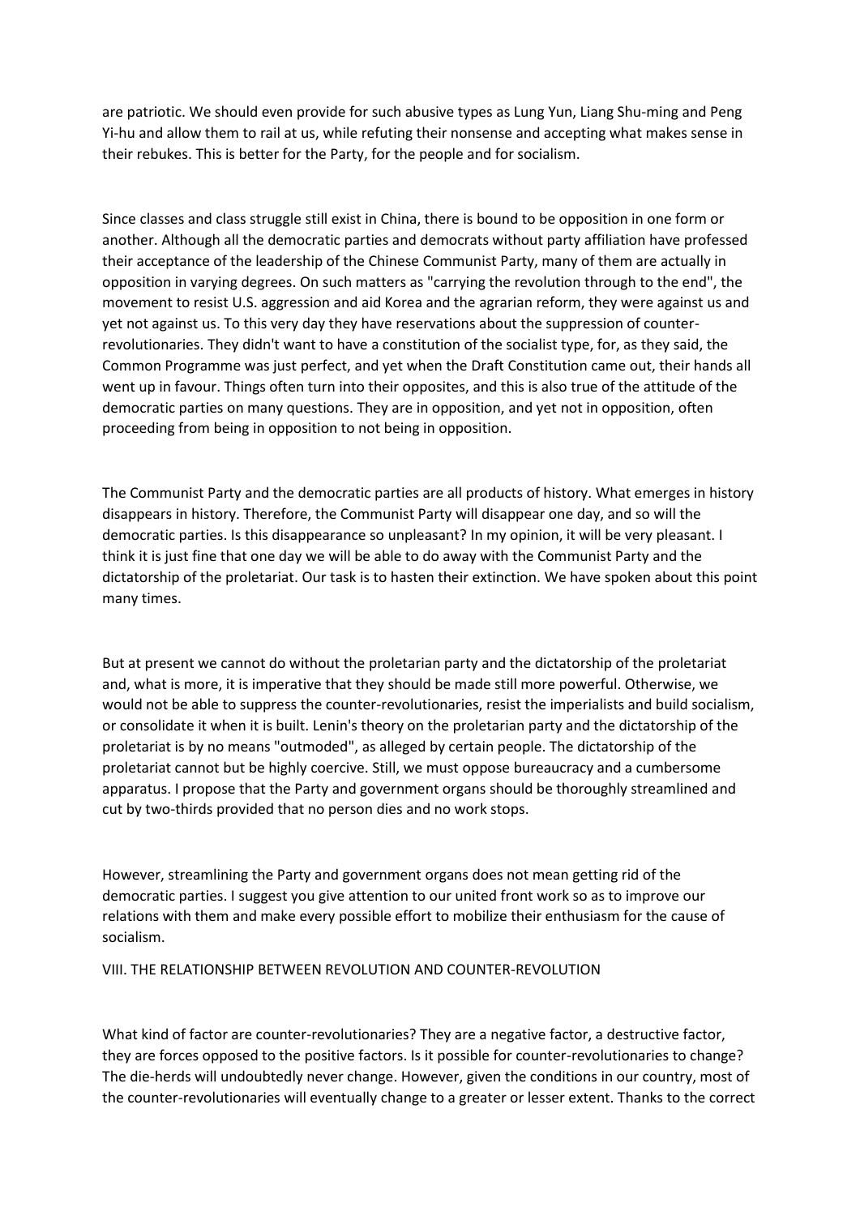are patriotic. We should even provide for such abusive types as Lung Yun, Liang Shu-ming and Peng Yi-hu and allow them to rail at us, while refuting their nonsense and accepting what makes sense in their rebukes. This is better for the Party, for the people and for socialism.

Since classes and class struggle still exist in China, there is bound to be opposition in one form or another. Although all the democratic parties and democrats without party affiliation have professed their acceptance of the leadership of the Chinese Communist Party, many of them are actually in opposition in varying degrees. On such matters as "carrying the revolution through to the end", the movement to resist U.S. aggression and aid Korea and the agrarian reform, they were against us and yet not against us. To this very day they have reservations about the suppression of counter-revolutionaries. They didn't want to have a constitution of the socialist type, for, as they said, the Common Programme was just perfect, and yet when the Draft Constitution came out, their hands all went up in favour. Things often turn into their opposites, and this is also true of the attitude of the democratic parties on many questions. They are in opposition, and yet not in opposition, often proceeding from being in opposition to not being in opposition.

The Communist Party and the democratic parties are all products of history. What emerges in history disappears in history. Therefore, the Communist Party will disappear one day, and so will the democratic parties. Is this disappearance so unpleasant? In my opinion, it will be very pleasant. I think it is just fine that one day we will be able to do away with the Communist Party and the dictatorship of the proletariat. Our task is to hasten their extinction. We have spoken about this point many times.

But at present we cannot do without the proletarian party and the dictatorship of the proletariat and, what is more, it is imperative that they should be made still more powerful. Otherwise, we would not be able to suppress the counter-revolutionaries, resist the imperialists and build socialism, or consolidate it when it is built. Lenin's theory on the proletarian party and the dictatorship of the proletariat is by no means "outmoded", as alleged by certain people. The dictatorship of the proletariat cannot but be highly coercive. Still, we must oppose bureaucracy and a cumbersome apparatus. I propose that the Party and government organs should be thoroughly streamlined and cut by two-thirds provided that no person dies and no work stops.

However, streamlining the Party and government organs does not mean getting rid of the democratic parties. I suggest you give attention to our united front work so as to improve our relations with them and make every possible effort to mobilize their enthusiasm for the cause of socialism.

## VIII. THE RELATIONSHIP BETWEEN REVOLUTION AND COUNTER-REVOLUTION

What kind of factor are counter-revolutionaries? They are a negative factor, a destructive factor, they are forces opposed to the positive factors. Is it possible for counter-revolutionaries to change? The die-herds will undoubtedly never change. However, given the conditions in our country, most of the counter-revolutionaries will eventually change to a greater or lesser extent. Thanks to the correct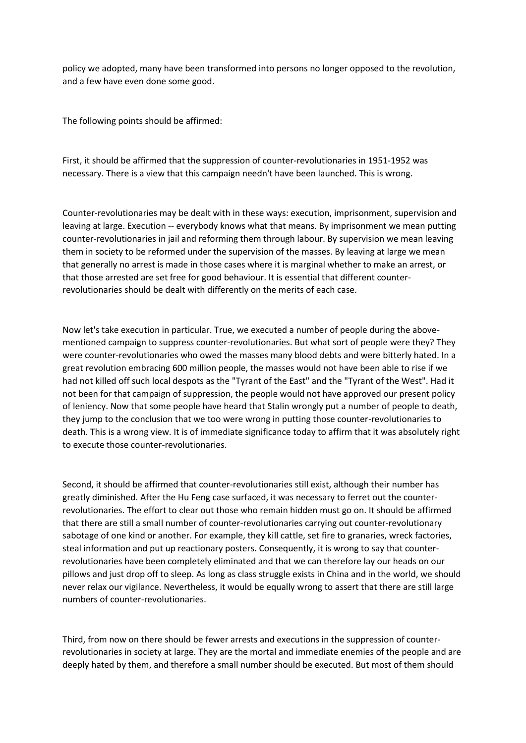policy we adopted, many have been transformed into persons no longer opposed to the revolution, and a few have even done some good.

The following points should be affirmed:

First, it should be affirmed that the suppression of counter-revolutionaries in 1951-1952 was necessary. There is a view that this campaign needn't have been launched. This is wrong.

Counter-revolutionaries may be dealt with in these ways: execution, imprisonment, supervision and leaving at large. Execution -- everybody knows what that means. By imprisonment we mean putting counter-revolutionaries in jail and reforming them through labour. By supervision we mean leaving them in society to be reformed under the supervision of the masses. By leaving at large we mean that generally no arrest is made in those cases where it is marginal whether to make an arrest, or that those arrested are set free for good behaviour. It is essential that different counter-revolutionaries should be dealt with differently on the merits of each case.

Now let's take execution in particular. True, we executed a number of people during the above-mentioned campaign to suppress counter-revolutionaries. But what sort of people were they? They were counter-revolutionaries who owed the masses many blood debts and were bitterly hated. In a great revolution embracing 600 million people, the masses would not have been able to rise if we had not killed off such local despots as the "Tyrant of the East" and the "Tyrant of the West". Had it not been for that campaign of suppression, the people would not have approved our present policy of leniency. Now that some people have heard that Stalin wrongly put a number of people to death, they jump to the conclusion that we too were wrong in putting those counter-revolutionaries to death. This is a wrong view. It is of immediate significance today to affirm that it was absolutely right to execute those counter-revolutionaries.

Second, it should be affirmed that counter-revolutionaries still exist, although their number has greatly diminished. After the Hu Feng case surfaced, it was necessary to ferret out the counter-revolutionaries. The effort to clear out those who remain hidden must go on. It should be affirmed that there are still a small number of counter-revolutionaries carrying out counter-revolutionary sabotage of one kind or another. For example, they kill cattle, set fire to granaries, wreck factories, steal information and put up reactionary posters. Consequently, it is wrong to say that counter-revolutionaries have been completely eliminated and that we can therefore lay our heads on our pillows and just drop off to sleep. As long as class struggle exists in China and in the world, we should never relax our vigilance. Nevertheless, it would be equally wrong to assert that there are still large numbers of counter-revolutionaries.

Third, from now on there should be fewer arrests and executions in the suppression of counter-revolutionaries in society at large. They are the mortal and immediate enemies of the people and are deeply hated by them, and therefore a small number should be executed. But most of them should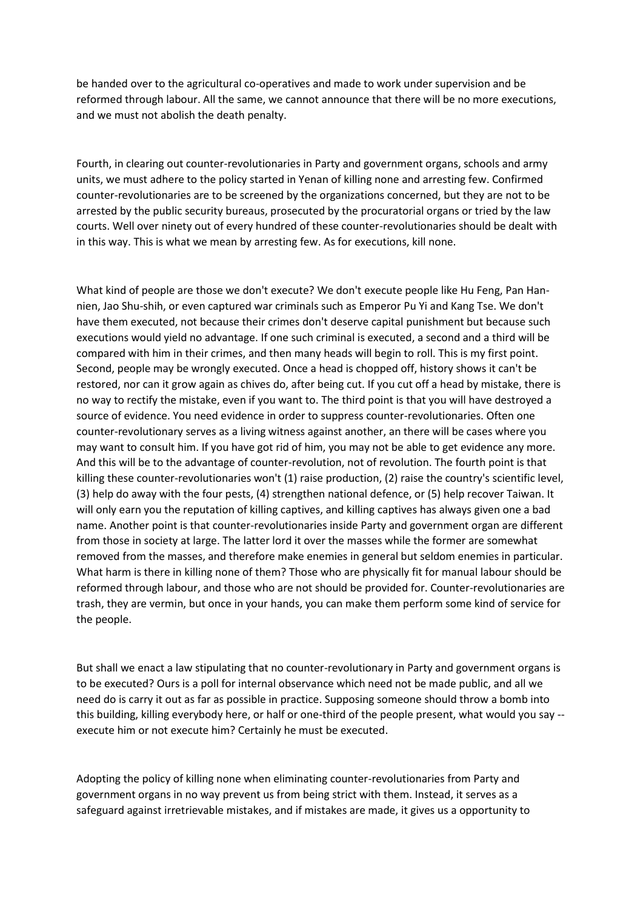be handed over to the agricultural co-operatives and made to work under supervision and be reformed through labour. All the same, we cannot announce that there will be no more executions, and we must not abolish the death penalty.

Fourth, in clearing out counter-revolutionaries in Party and government organs, schools and army units, we must adhere to the policy started in Yenan of killing none and arresting few. Confirmed counter-revolutionaries are to be screened by the organizations concerned, but they are not to be arrested by the public security bureaus, prosecuted by the procuratorial organs or tried by the law courts. Well over ninety out of every hundred of these counter-revolutionaries should be dealt with in this way. This is what we mean by arresting few. As for executions, kill none.

What kind of people are those we don't execute? We don't execute people like Hu Feng, Pan Han-nien, Jao Shu-shih, or even captured war criminals such as Emperor Pu Yi and Kang Tse. We don't have them executed, not because their crimes don't deserve capital punishment but because such executions would yield no advantage. If one such criminal is executed, a second and a third will be compared with him in their crimes, and then many heads will begin to roll. This is my first point. Second, people may be wrongly executed. Once a head is chopped off, history shows it can't be restored, nor can it grow again as chives do, after being cut. If you cut off a head by mistake, there is no way to rectify the mistake, even if you want to. The third point is that you will have destroyed a source of evidence. You need evidence in order to suppress counter-revolutionaries. Often one counter-revolutionary serves as a living witness against another, an there will be cases where you may want to consult him. If you have got rid of him, you may not be able to get evidence any more. And this will be to the advantage of counter-revolution, not of revolution. The fourth point is that killing these counter-revolutionaries won't (1) raise production, (2) raise the country's scientific level, (3) help do away with the four pests, (4) strengthen national defence, or (5) help recover Taiwan. It will only earn you the reputation of killing captives, and killing captives has always given one a bad name. Another point is that counter-revolutionaries inside Party and government organ are different from those in society at large. The latter lord it over the masses while the former are somewhat removed from the masses, and therefore make enemies in general but seldom enemies in particular. What harm is there in killing none of them? Those who are physically fit for manual labour should be reformed through labour, and those who are not should be provided for. Counter-revolutionaries are trash, they are vermin, but once in your hands, you can make them perform some kind of service for the people.

But shall we enact a law stipulating that no counter-revolutionary in Party and government organs is to be executed? Ours is a poll for internal observance which need not be made public, and all we need do is carry it out as far as possible in practice. Supposing someone should throw a bomb into this building, killing everybody here, or half or one-third of the people present, what would you say -- execute him or not execute him? Certainly he must be executed.

Adopting the policy of killing none when eliminating counter-revolutionaries from Party and government organs in no way prevent us from being strict with them. Instead, it serves as a safeguard against irretrievable mistakes, and if mistakes are made, it gives us a opportunity to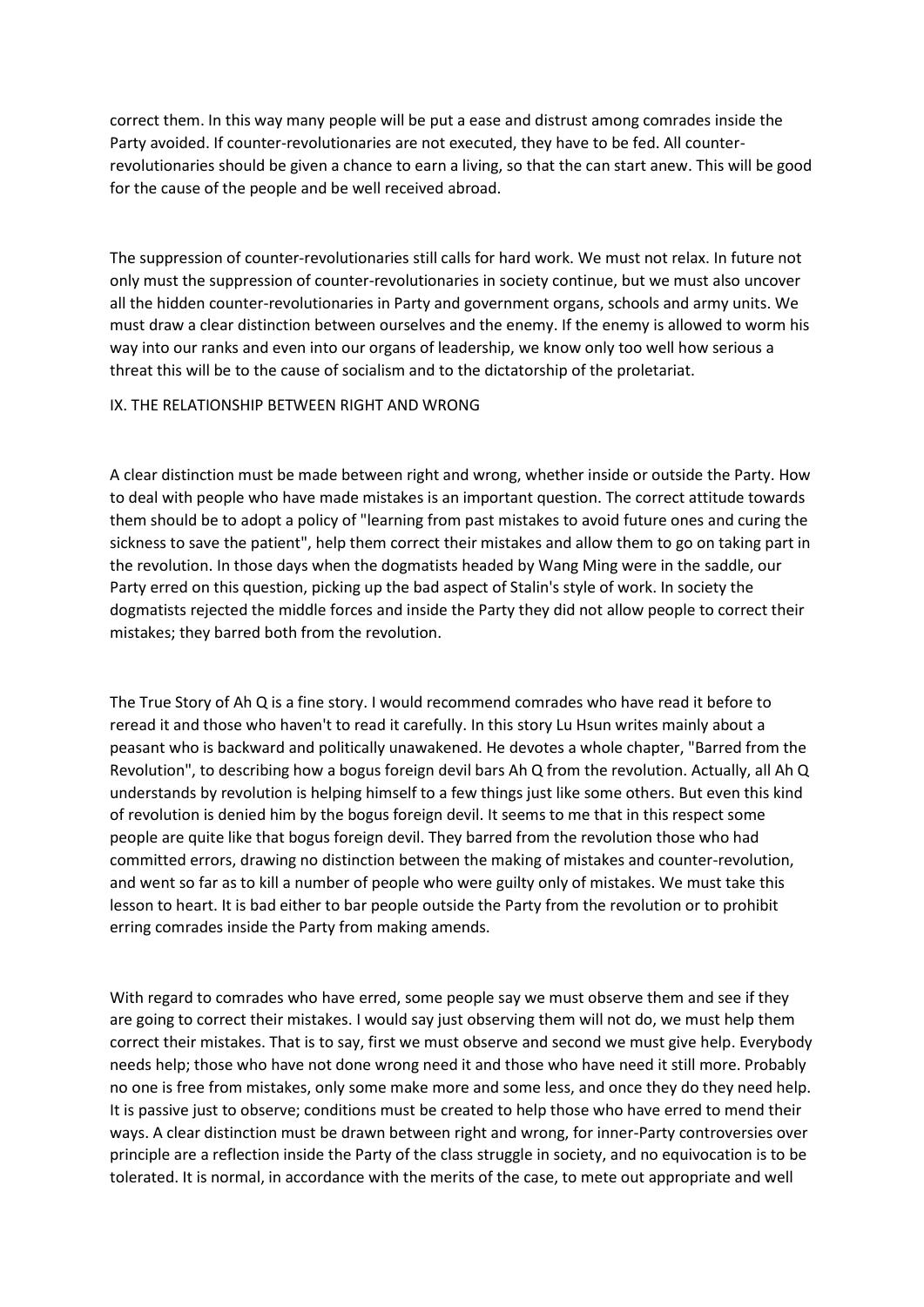correct them. In this way many people will be put a ease and distrust among comrades inside the Party avoided. If counter-revolutionaries are not executed, they have to be fed. All counter-revolutionaries should be given a chance to earn a living, so that the can start anew. This will be good for the cause of the people and be well received abroad.

The suppression of counter-revolutionaries still calls for hard work. We must not relax. In future not only must the suppression of counter-revolutionaries in society continue, but we must also uncover all the hidden counter-revolutionaries in Party and government organs, schools and army units. We must draw a clear distinction between ourselves and the enemy. If the enemy is allowed to worm his way into our ranks and even into our organs of leadership, we know only too well how serious a threat this will be to the cause of socialism and to the dictatorship of the proletariat.

## IX. THE RELATIONSHIP BETWEEN RIGHT AND WRONG

A clear distinction must be made between right and wrong, whether inside or outside the Party. How to deal with people who have made mistakes is an important question. The correct attitude towards them should be to adopt a policy of "learning from past mistakes to avoid future ones and curing the sickness to save the patient", help them correct their mistakes and allow them to go on taking part in the revolution. In those days when the dogmatists headed by Wang Ming were in the saddle, our Party erred on this question, picking up the bad aspect of Stalin's style of work. In society the dogmatists rejected the middle forces and inside the Party they did not allow people to correct their mistakes; they barred both from the revolution.

The True Story of Ah Q is a fine story. I would recommend comrades who have read it before to reread it and those who haven't to read it carefully. In this story Lu Hsun writes mainly about a peasant who is backward and politically unawakened. He devotes a whole chapter, "Barred from the Revolution", to describing how a bogus foreign devil bars Ah Q from the revolution. Actually, all Ah Q understands by revolution is helping himself to a few things just like some others. But even this kind of revolution is denied him by the bogus foreign devil. It seems to me that in this respect some people are quite like that bogus foreign devil. They barred from the revolution those who had committed errors, drawing no distinction between the making of mistakes and counter-revolution, and went so far as to kill a number of people who were guilty only of mistakes. We must take this lesson to heart. It is bad either to bar people outside the Party from the revolution or to prohibit erring comrades inside the Party from making amends.

With regard to comrades who have erred, some people say we must observe them and see if they are going to correct their mistakes. I would say just observing them will not do, we must help them correct their mistakes. That is to say, first we must observe and second we must give help. Everybody needs help; those who have not done wrong need it and those who have need it still more. Probably no one is free from mistakes, only some make more and some less, and once they do they need help. It is passive just to observe; conditions must be created to help those who have erred to mend their ways. A clear distinction must be drawn between right and wrong, for inner-Party controversies over principle are a reflection inside the Party of the class struggle in society, and no equivocation is to be tolerated. It is normal, in accordance with the merits of the case, to mete out appropriate and well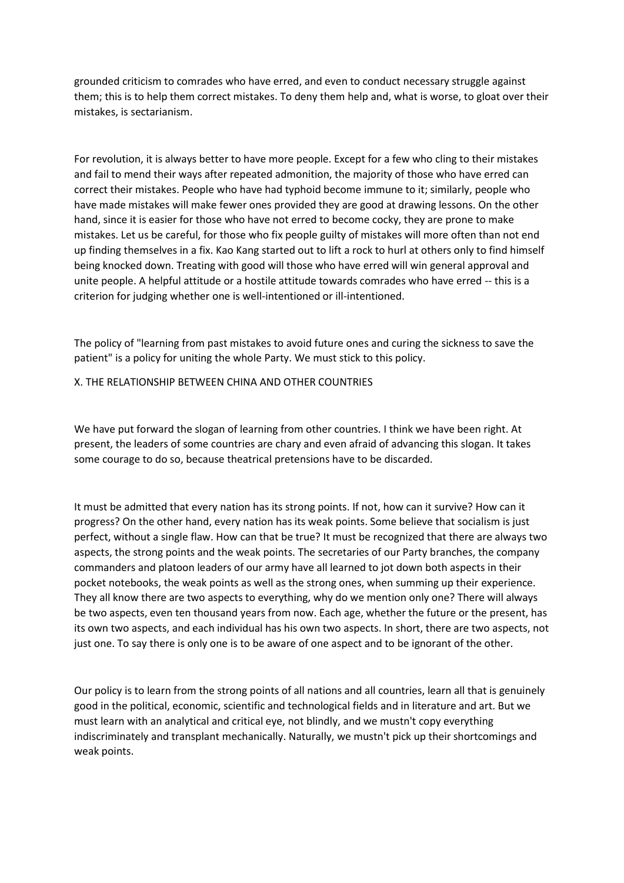grounded criticism to comrades who have erred, and even to conduct necessary struggle against them; this is to help them correct mistakes. To deny them help and, what is worse, to gloat over their mistakes, is sectarianism.

For revolution, it is always better to have more people. Except for a few who cling to their mistakes and fail to mend their ways after repeated admonition, the majority of those who have erred can correct their mistakes. People who have had typhoid become immune to it; similarly, people who have made mistakes will make fewer ones provided they are good at drawing lessons. On the other hand, since it is easier for those who have not erred to become cocky, they are prone to make mistakes. Let us be careful, for those who fix people guilty of mistakes will more often than not end up finding themselves in a fix. Kao Kang started out to lift a rock to hurl at others only to find himself being knocked down. Treating with good will those who have erred will win general approval and unite people. A helpful attitude or a hostile attitude towards comrades who have erred -- this is a criterion for judging whether one is well-intentioned or ill-intentioned.

The policy of "learning from past mistakes to avoid future ones and curing the sickness to save the patient" is a policy for uniting the whole Party. We must stick to this policy.

## X. THE RELATIONSHIP BETWEEN CHINA AND OTHER COUNTRIES

We have put forward the slogan of learning from other countries. I think we have been right. At present, the leaders of some countries are chary and even afraid of advancing this slogan. It takes some courage to do so, because theatrical pretensions have to be discarded.

It must be admitted that every nation has its strong points. If not, how can it survive? How can it progress? On the other hand, every nation has its weak points. Some believe that socialism is just perfect, without a single flaw. How can that be true? It must be recognized that there are always two aspects, the strong points and the weak points. The secretaries of our Party branches, the company commanders and platoon leaders of our army have all learned to jot down both aspects in their pocket notebooks, the weak points as well as the strong ones, when summing up their experience. They all know there are two aspects to everything, why do we mention only one? There will always be two aspects, even ten thousand years from now. Each age, whether the future or the present, has its own two aspects, and each individual has his own two aspects. In short, there are two aspects, not just one. To say there is only one is to be aware of one aspect and to be ignorant of the other.

Our policy is to learn from the strong points of all nations and all countries, learn all that is genuinely good in the political, economic, scientific and technological fields and in literature and art. But we must learn with an analytical and critical eye, not blindly, and we mustn't copy everything indiscriminately and transplant mechanically. Naturally, we mustn't pick up their shortcomings and weak points.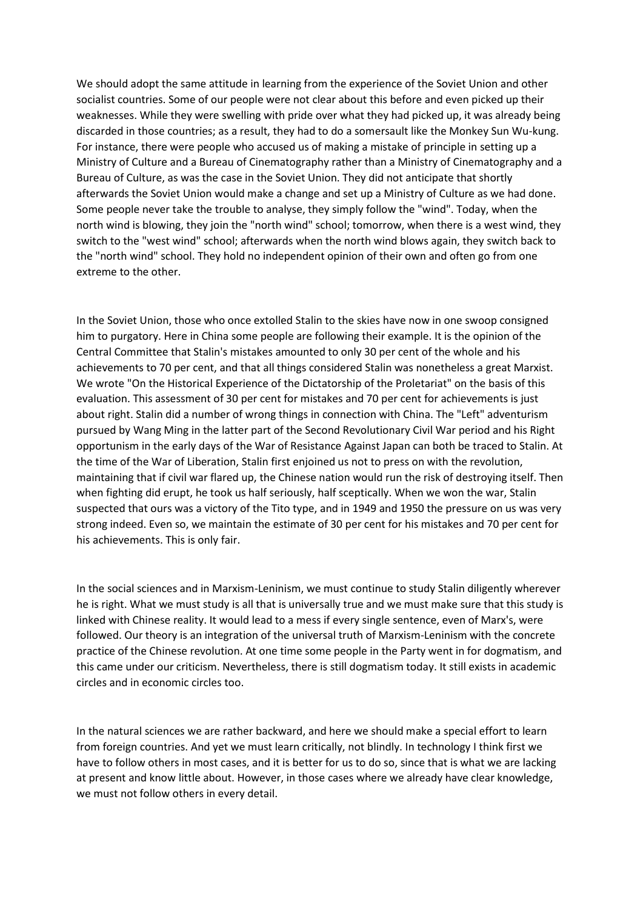We should adopt the same attitude in learning from the experience of the Soviet Union and other socialist countries. Some of our people were not clear about this before and even picked up their weaknesses. While they were swelling with pride over what they had picked up, it was already being discarded in those countries; as a result, they had to do a somersault like the Monkey Sun Wu-kung. For instance, there were people who accused us of making a mistake of principle in setting up a Ministry of Culture and a Bureau of Cinematography rather than a Ministry of Cinematography and a Bureau of Culture, as was the case in the Soviet Union. They did not anticipate that shortly afterwards the Soviet Union would make a change and set up a Ministry of Culture as we had done. Some people never take the trouble to analyse, they simply follow the "wind". Today, when the north wind is blowing, they join the "north wind" school; tomorrow, when there is a west wind, they switch to the "west wind" school; afterwards when the north wind blows again, they switch back to the "north wind" school. They hold no independent opinion of their own and often go from one extreme to the other.

In the Soviet Union, those who once extolled Stalin to the skies have now in one swoop consigned him to purgatory. Here in China some people are following their example. It is the opinion of the Central Committee that Stalin's mistakes amounted to only 30 per cent of the whole and his achievements to 70 per cent, and that all things considered Stalin was nonetheless a great Marxist. We wrote "On the Historical Experience of the Dictatorship of the Proletariat" on the basis of this evaluation. This assessment of 30 per cent for mistakes and 70 per cent for achievements is just about right. Stalin did a number of wrong things in connection with China. The "Left" adventurism pursued by Wang Ming in the latter part of the Second Revolutionary Civil War period and his Right opportunism in the early days of the War of Resistance Against Japan can both be traced to Stalin. At the time of the War of Liberation, Stalin first enjoined us not to press on with the revolution, maintaining that if civil war flared up, the Chinese nation would run the risk of destroying itself. Then when fighting did erupt, he took us half seriously, half sceptically. When we won the war, Stalin suspected that ours was a victory of the Tito type, and in 1949 and 1950 the pressure on us was very strong indeed. Even so, we maintain the estimate of 30 per cent for his mistakes and 70 per cent for his achievements. This is only fair.

In the social sciences and in Marxism-Leninism, we must continue to study Stalin diligently wherever he is right. What we must study is all that is universally true and we must make sure that this study is linked with Chinese reality. It would lead to a mess if every single sentence, even of Marx's, were followed. Our theory is an integration of the universal truth of Marxism-Leninism with the concrete practice of the Chinese revolution. At one time some people in the Party went in for dogmatism, and this came under our criticism. Nevertheless, there is still dogmatism today. It still exists in academic circles and in economic circles too.

In the natural sciences we are rather backward, and here we should make a special effort to learn from foreign countries. And yet we must learn critically, not blindly. In technology I think first we have to follow others in most cases, and it is better for us to do so, since that is what we are lacking at present and know little about. However, in those cases where we already have clear knowledge, we must not follow others in every detail.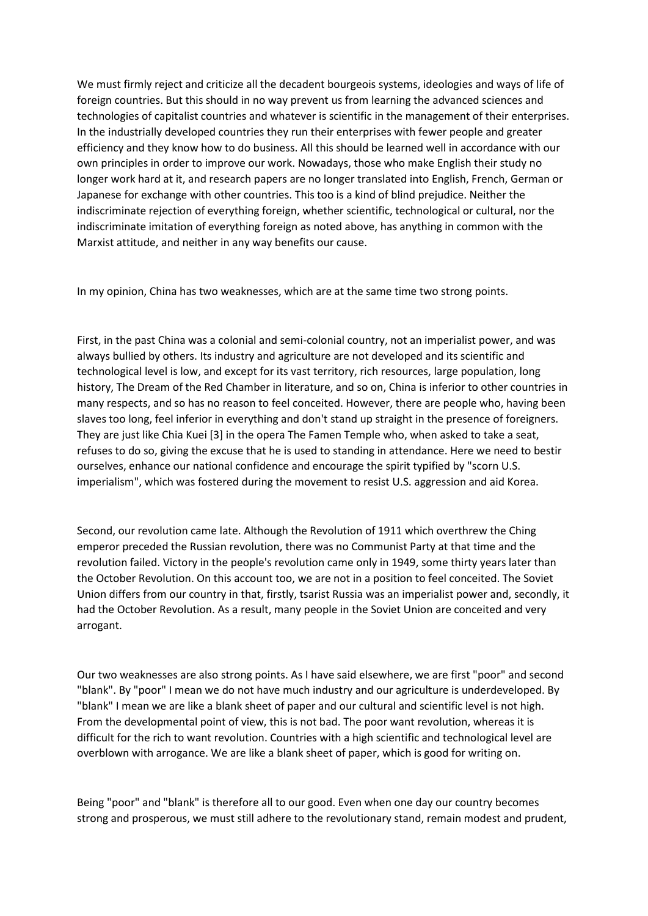We must firmly reject and criticize all the decadent bourgeois systems, ideologies and ways of life of foreign countries. But this should in no way prevent us from learning the advanced sciences and technologies of capitalist countries and whatever is scientific in the management of their enterprises. In the industrially developed countries they run their enterprises with fewer people and greater efficiency and they know how to do business. All this should be learned well in accordance with our own principles in order to improve our work. Nowadays, those who make English their study no longer work hard at it, and research papers are no longer translated into English, French, German or Japanese for exchange with other countries. This too is a kind of blind prejudice. Neither the indiscriminate rejection of everything foreign, whether scientific, technological or cultural, nor the indiscriminate imitation of everything foreign as noted above, has anything in common with the Marxist attitude, and neither in any way benefits our cause.

In my opinion, China has two weaknesses, which are at the same time two strong points.

First, in the past China was a colonial and semi-colonial country, not an imperialist power, and was always bullied by others. Its industry and agriculture are not developed and its scientific and technological level is low, and except for its vast territory, rich resources, large population, long history, The Dream of the Red Chamber in literature, and so on, China is inferior to other countries in many respects, and so has no reason to feel conceited. However, there are people who, having been slaves too long, feel inferior in everything and don't stand up straight in the presence of foreigners. They are just like Chia Kuei [3] in the opera The Famen Temple who, when asked to take a seat, refuses to do so, giving the excuse that he is used to standing in attendance. Here we need to bestir ourselves, enhance our national confidence and encourage the spirit typified by "scorn U.S. imperialism", which was fostered during the movement to resist U.S. aggression and aid Korea.

Second, our revolution came late. Although the Revolution of 1911 which overthrew the Ching emperor preceded the Russian revolution, there was no Communist Party at that time and the revolution failed. Victory in the people's revolution came only in 1949, some thirty years later than the October Revolution. On this account too, we are not in a position to feel conceited. The Soviet Union differs from our country in that, firstly, tsarist Russia was an imperialist power and, secondly, it had the October Revolution. As a result, many people in the Soviet Union are conceited and very arrogant.

Our two weaknesses are also strong points. As I have said elsewhere, we are first "poor" and second "blank". By "poor" I mean we do not have much industry and our agriculture is underdeveloped. By "blank" I mean we are like a blank sheet of paper and our cultural and scientific level is not high. From the developmental point of view, this is not bad. The poor want revolution, whereas it is difficult for the rich to want revolution. Countries with a high scientific and technological level are overblown with arrogance. We are like a blank sheet of paper, which is good for writing on.

Being "poor" and "blank" is therefore all to our good. Even when one day our country becomes strong and prosperous, we must still adhere to the revolutionary stand, remain modest and prudent,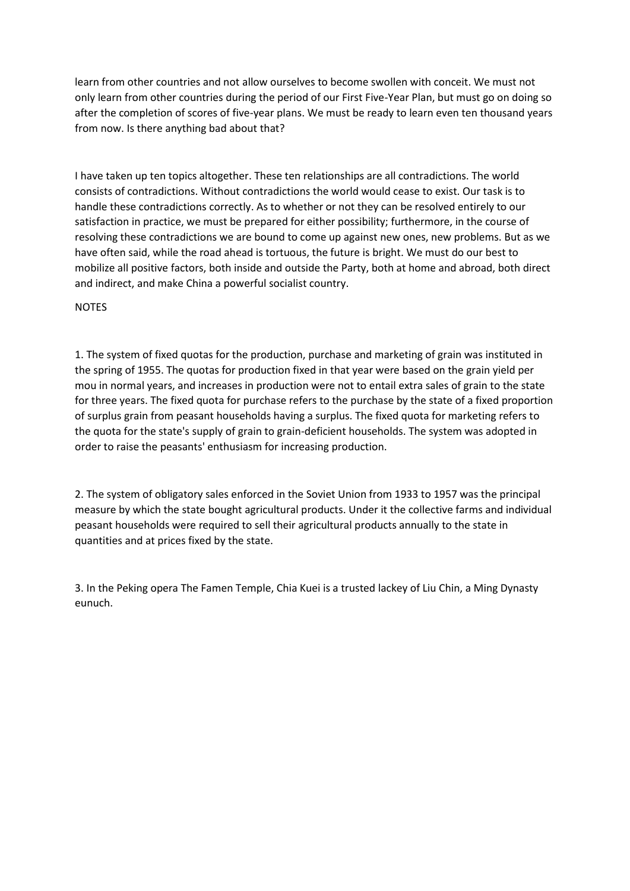learn from other countries and not allow ourselves to become swollen with conceit. We must not only learn from other countries during the period of our First Five-Year Plan, but must go on doing so after the completion of scores of five-year plans. We must be ready to learn even ten thousand years from now. Is there anything bad about that?

I have taken up ten topics altogether. These ten relationships are all contradictions. The world consists of contradictions. Without contradictions the world would cease to exist. Our task is to handle these contradictions correctly. As to whether or not they can be resolved entirely to our satisfaction in practice, we must be prepared for either possibility; furthermore, in the course of resolving these contradictions we are bound to come up against new ones, new problems. But as we have often said, while the road ahead is tortuous, the future is bright. We must do our best to mobilize all positive factors, both inside and outside the Party, both at home and abroad, both direct and indirect, and make China a powerful socialist country.

NOTES

1. The system of fixed quotas for the production, purchase and marketing of grain was instituted in the spring of 1955. The quotas for production fixed in that year were based on the grain yield per mou in normal years, and increases in production were not to entail extra sales of grain to the state for three years. The fixed quota for purchase refers to the purchase by the state of a fixed proportion of surplus grain from peasant households having a surplus. The fixed quota for marketing refers to the quota for the state's supply of grain to grain-deficient households. The system was adopted in order to raise the peasants' enthusiasm for increasing production.

2. The system of obligatory sales enforced in the Soviet Union from 1933 to 1957 was the principal measure by which the state bought agricultural products. Under it the collective farms and individual peasant households were required to sell their agricultural products annually to the state in quantities and at prices fixed by the state.

3. In the Peking opera The Famen Temple, Chia Kuei is a trusted lackey of Liu Chin, a Ming Dynasty eunuch.